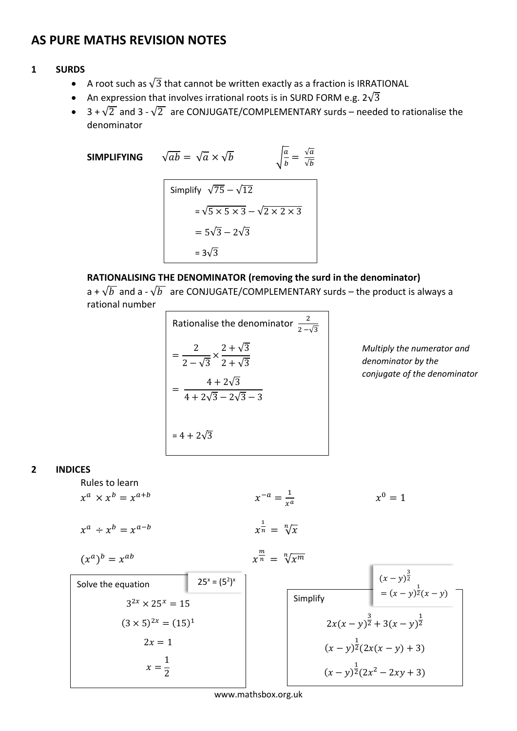# AS PURE MATHS REVISION NOTES

## 1 SURDS

- A root such as $\sqrt{3}$ that cannot be written exactly as a fraction is IRRATIONAL
- An expression that involves irrational roots is in SURD FORM e.g. $2\sqrt{3}$
- $3 + \sqrt{2}$ and $3 - \sqrt{2}$ are CONJUGATE/COMPLEMENTARY surds – needed to rationalise the denominator

**SIMPLIFYING** $\sqrt{ab} = \sqrt{a} \times \sqrt{b}$ $\sqrt{\frac{a}{b}} = \frac{\sqrt{a}}{\sqrt{b}}$

Simplify $\sqrt{75} - \sqrt{12}$

$= \sqrt{5 \times 5 \times 3} - \sqrt{2 \times 2 \times 3}$

$= 5\sqrt{3} - 2\sqrt{3}$

$= 3\sqrt{3}$

**RATIONALISING THE DENOMINATOR (removing the surd in the denominator)**

a + $\sqrt{b}$ and a - $\sqrt{b}$ are CONJUGATE/COMPLEMENTARY surds – the product is always a rational number

Rationalise the denominator $\frac{2}{2-\sqrt{3}}$

$= \frac{2}{2-\sqrt{3}} \times \frac{2+\sqrt{3}}{2+\sqrt{3}}$

$= \frac{4+2\sqrt{3}}{4+2\sqrt{3}-2\sqrt{3}-3}$

$= 4 + 2\sqrt{3}$

*Multiply the numerator and denominator by the conjugate of the denominator*

## 2 INDICES

Rules to learn

$x^a \times x^b = x^{a+b}$ $x^{-a} = \frac{1}{x^a}$ $x^0 = 1$

$x^a \div x^b = x^{a-b}$ $x^{\frac{1}{n}} = \sqrt[n]{x}$

$(x^a)^b = x^{ab}$ $x^{\frac{m}{n}} = \sqrt[n]{x^m}$

Solve the equation

$25^x = (5^2)^x$

$3^{2x} \times 25^x = 15$

$(3 \times 5)^{2x} = (15)^1$

$2x = 1$

$x = \frac{1}{2}$

Simplify

$(x-y)^{\frac{3}{2}} = (x-y)^{\frac{1}{2}}(x-y)$

$2x(x-y)^{\frac{3}{2}} + 3(x-y)^{\frac{1}{2}}$

$(x-y)^{\frac{1}{2}}(2x(x-y) + 3)$

$(x-y)^{\frac{1}{2}}(2x^2 - 2xy + 3)$

www.mathsbox.org.uk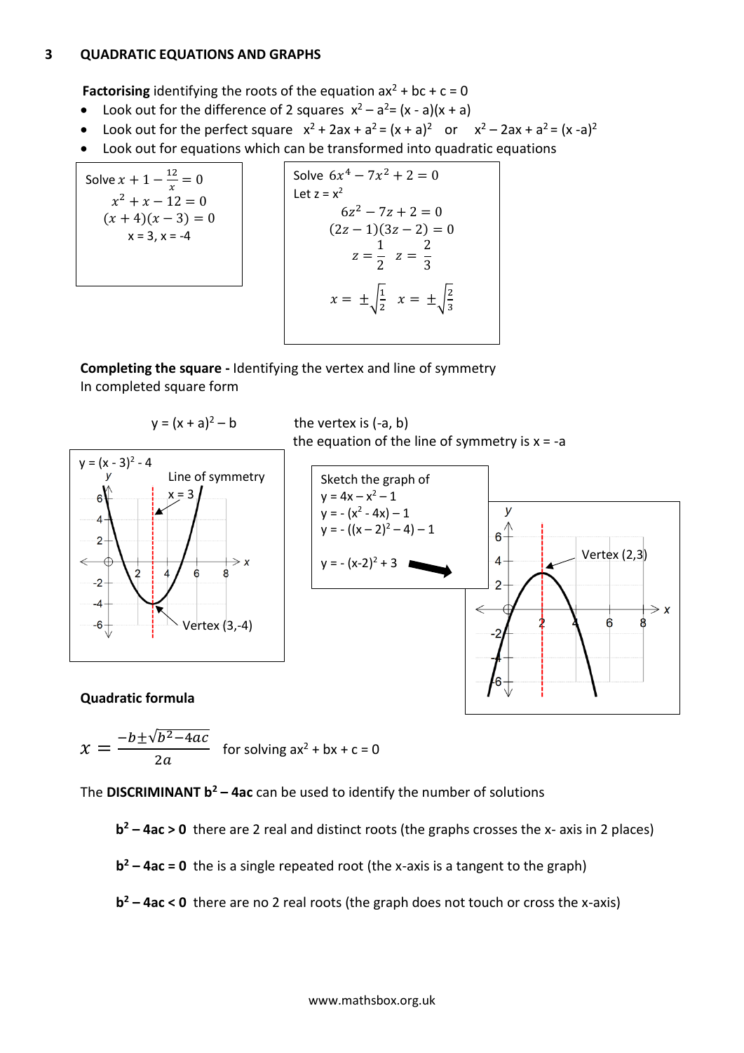## 3 QUADRATIC EQUATIONS AND GRAPHS

**Factorising** identifying the roots of the equation $ax^2 + bc + c = 0$

- Look out for the difference of 2 squares $x^2 - a^2 = (x - a)(x + a)$
- Look out for the perfect square $x^2 + 2ax + a^2 = (x + a)^2$ or $x^2 - 2ax + a^2 = (x - a)^2$
- Look out for equations which can be transformed into quadratic equations

Solve $x + 1 - \frac{12}{x} = 0$

$$x^2 + x - 12 = 0$$
$$(x + 4)(x - 3) = 0$$
$x = 3$, $x = -4$

Solve $6x^4 - 7x^2 + 2 = 0$

Let $z = x^2$

$$6z^2 - 7z + 2 = 0$$
$$(2z - 1)(3z - 2) = 0$$
$$z = \frac{1}{2} \quad z = \frac{2}{3}$$
$$x = \pm\sqrt{\frac{1}{2}} \quad x = \pm\sqrt{\frac{2}{3}}$$

**Completing the square -** Identifying the vertex and line of symmetry

In completed square form

$y = (x + a)^2 - b$ the vertex is $(-a, b)$

the equation of the line of symmetry is $x = -a$

$y = (x - 3)^2 - 4$

Line of symmetry $x = 3$

Vertex $(3,-4)$

Sketch the graph of

$y = 4x - x^2 - 1$

$y = -(x^2 - 4x) - 1$

$y = -((x - 2)^2 - 4) - 1$

$y = -(x-2)^2 + 3$

Vertex $(2,3)$

**Quadratic formula**

$$x = \frac{-b \pm \sqrt{b^2 - 4ac}}{2a}$$ for solving $ax^2 + bx + c = 0$

The **DISCRIMINANT $b^2 - 4ac$** can be used to identify the number of solutions

**$b^2 - 4ac > 0$** there are 2 real and distinct roots (the graphs crosses the x- axis in 2 places)

**$b^2 - 4ac = 0$** the is a single repeated root (the x-axis is a tangent to the graph)

**$b^2 - 4ac < 0$** there are no 2 real roots (the graph does not touch or cross the x-axis)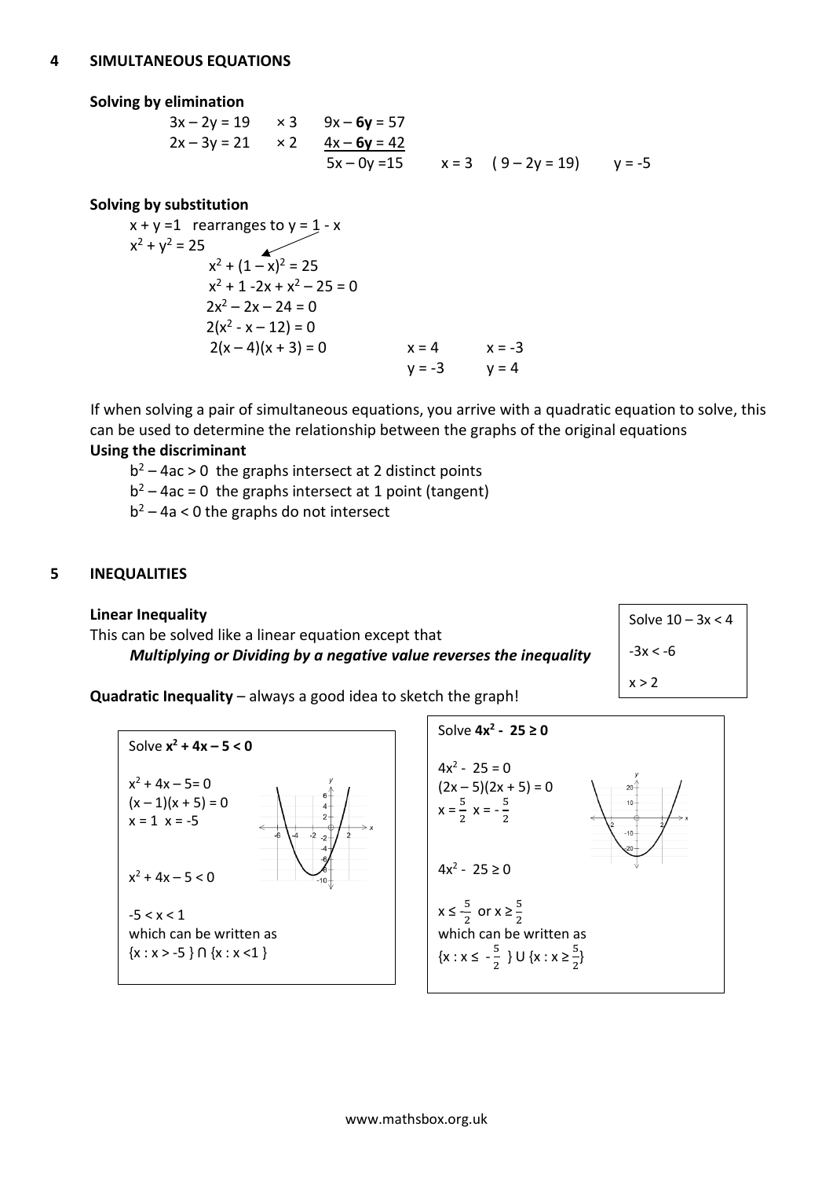## 4 SIMULTANEOUS EQUATIONS

**Solving by elimination**

$3x – 2y = 19 \quad \times 3 \quad 9x – \mathbf{6y} = 57$

$2x – 3y = 21 \quad \times 2 \quad \underline{4x – \mathbf{6y} = 42}$

$5x – 0y = 15 \qquad x = 3 \quad (9 – 2y = 19) \qquad y = -5$

**Solving by substitution**

$x + y = 1$ rearranges to $y = 1 - x$

$x^2 + y^2 = 25$

$x^2 + (1 – x)^2 = 25$

$x^2 + 1 - 2x + x^2 – 25 = 0$

$2x^2 – 2x – 24 = 0$

$2(x^2 - x – 12) = 0$

$2(x – 4)(x + 3) = 0 \qquad x = 4 \quad x = -3$

$\qquad\qquad\qquad\qquad\quad y = -3 \quad y = 4$

If when solving a pair of simultaneous equations, you arrive with a quadratic equation to solve, this can be used to determine the relationship between the graphs of the original equations

**Using the discriminant**

$b^2 – 4ac > 0$ the graphs intersect at 2 distinct points

$b^2 – 4ac = 0$ the graphs intersect at 1 point (tangent)

$b^2 – 4a < 0$ the graphs do not intersect

## 5 INEQUALITIES

**Linear Inequality**

This can be solved like a linear equation except that

***Multiplying or Dividing by a negative value reverses the inequality***

Solve $10 – 3x < 4$

$-3x < -6$

$x > 2$

**Quadratic Inequality** – always a good idea to sketch the graph!

Solve $\mathbf{x^2 + 4x – 5 < 0}$

$x^2 + 4x – 5 = 0$

$(x – 1)(x + 5) = 0$

$x = 1 \quad x = -5$

$x^2 + 4x – 5 < 0$

$-5 < x < 1$

which can be written as

$\{x : x > -5\} \cap \{x : x < 1\}$

Solve $\mathbf{4x^2 - 25 \geq 0}$

$4x^2 - 25 = 0$

$(2x – 5)(2x + 5) = 0$

$x = \frac{5}{2} \quad x = -\frac{5}{2}$

$4x^2 - 25 \geq 0$

$x \leq \frac{5}{2}$ or $x \geq \frac{5}{2}$

which can be written as

$\{x : x \leq -\frac{5}{2}\} \cup \{x : x \geq \frac{5}{2}\}$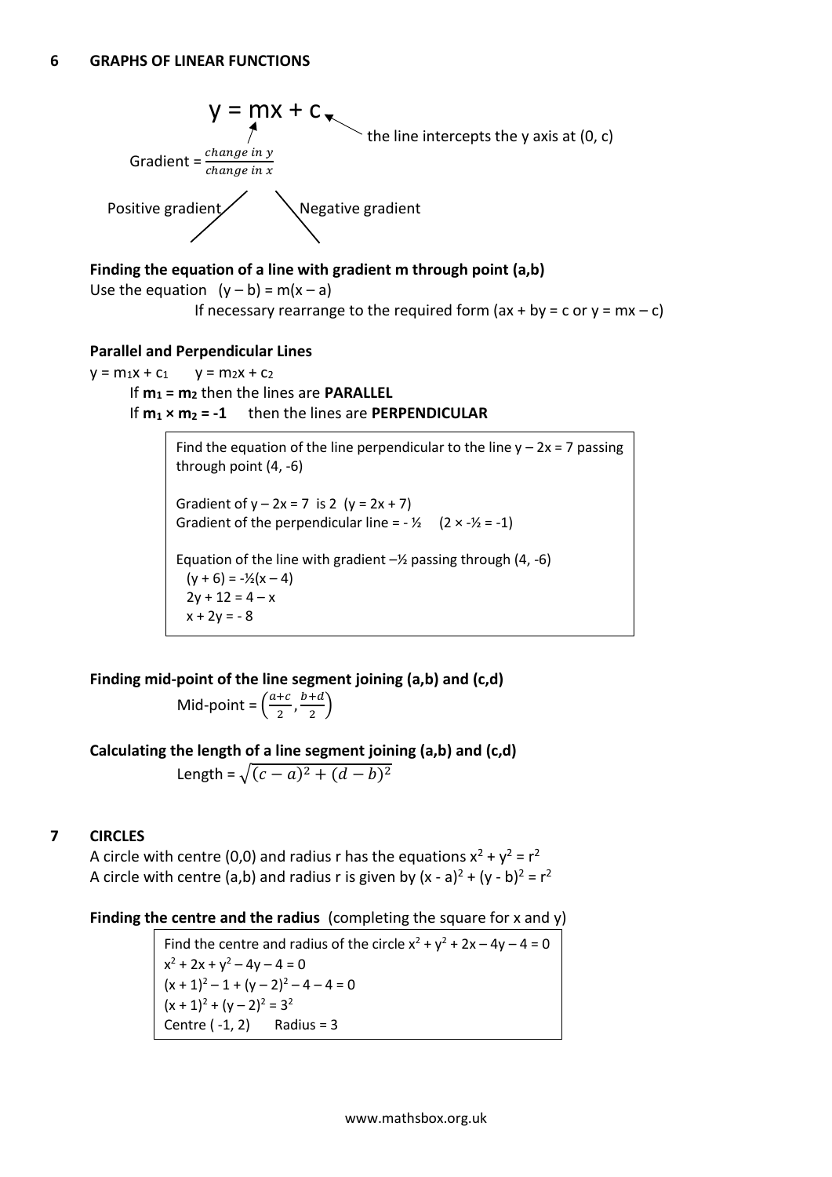## 6 GRAPHS OF LINEAR FUNCTIONS

$y = mx + c$ — the line intercepts the y axis at (0, c)

Gradient = $\frac{change\ in\ y}{change\ in\ x}$

Positive gradient / Negative gradient \

**Finding the equation of a line with gradient m through point (a,b)**

Use the equation $(y – b) = m(x – a)$

If necessary rearrange to the required form ($ax + by = c$ or $y = mx – c$)

**Parallel and Perpendicular Lines**

$y = m_1x + c_1 \quad y = m_2x + c_2$

If $m_1 = m_2$ then the lines are **PARALLEL**

If $m_1 \times m_2 = -1$ then the lines are **PERPENDICULAR**

> Find the equation of the line perpendicular to the line $y – 2x = 7$ passing through point (4, -6)
>
> Gradient of $y – 2x = 7$ is 2 ($y = 2x + 7$)
> Gradient of the perpendicular line = $-\frac{1}{2}$ $(2 \times -\frac{1}{2} = -1)$
>
> Equation of the line with gradient $-\frac{1}{2}$ passing through (4, -6)
> $(y + 6) = -\frac{1}{2}(x – 4)$
> $2y + 12 = 4 – x$
> $x + 2y = - 8$

**Finding mid-point of the line segment joining (a,b) and (c,d)**

Mid-point = $\left(\frac{a+c}{2}, \frac{b+d}{2}\right)$

**Calculating the length of a line segment joining (a,b) and (c,d)**

Length = $\sqrt{(c-a)^2 + (d-b)^2}$

## 7 CIRCLES

A circle with centre (0,0) and radius r has the equations $x^2 + y^2 = r^2$

A circle with centre (a,b) and radius r is given by $(x - a)^2 + (y - b)^2 = r^2$

**Finding the centre and the radius** (completing the square for x and y)

> Find the centre and radius of the circle $x^2 + y^2 + 2x – 4y – 4 = 0$
> $x^2 + 2x + y^2 – 4y – 4 = 0$
> $(x + 1)^2 – 1 + (y – 2)^2 – 4 – 4 = 0$
> $(x + 1)^2 + (y – 2)^2 = 3^2$
> Centre ( -1, 2) Radius = 3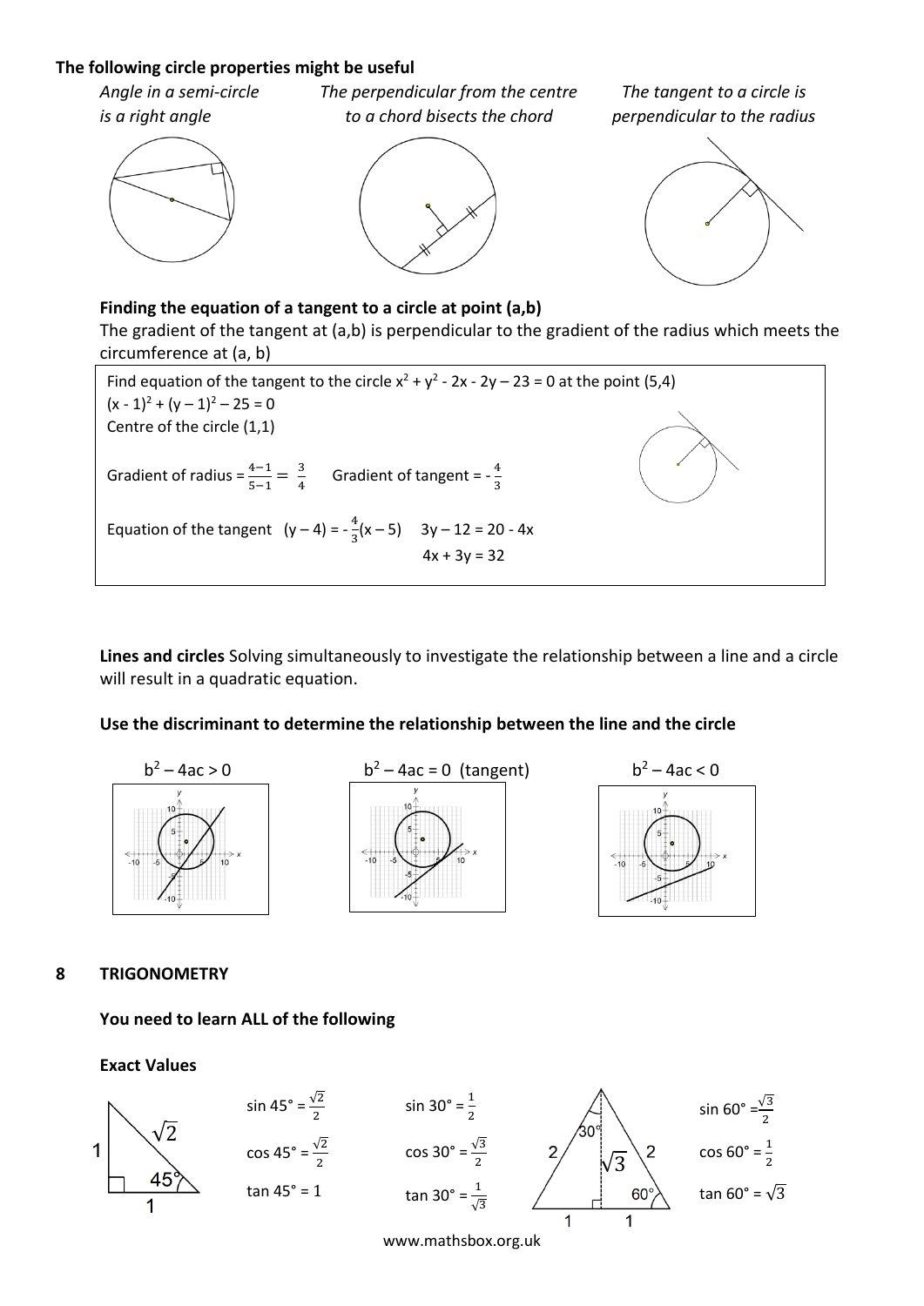**The following circle properties might be useful**

*Angle in a semi-circle is a right angle*

*The perpendicular from the centre to a chord bisects the chord*

*The tangent to a circle is perpendicular to the radius*

**Finding the equation of a tangent to a circle at point (a,b)**

The gradient of the tangent at (a,b) is perpendicular to the gradient of the radius which meets the circumference at (a, b)

Find equation of the tangent to the circle $x^2 + y^2 - 2x - 2y - 23 = 0$ at the point (5,4)

$(x - 1)^2 + (y - 1)^2 - 25 = 0$

Centre of the circle (1,1)

Gradient of radius $= \frac{4-1}{5-1} = \frac{3}{4}$ Gradient of tangent $= -\frac{4}{3}$

Equation of the tangent $(y - 4) = -\frac{4}{3}(x - 5)$ $3y - 12 = 20 - 4x$

$4x + 3y = 32$

**Lines and circles** Solving simultaneously to investigate the relationship between a line and a circle will result in a quadratic equation.

**Use the discriminant to determine the relationship between the line and the circle**

$b^2 - 4ac > 0$

$b^2 - 4ac = 0$ (tangent)

$b^2 - 4ac < 0$

## 8 TRIGONOMETRY

**You need to learn ALL of the following**

**Exact Values**

$\sin 45° = \frac{\sqrt{2}}{2}$

$\cos 45° = \frac{\sqrt{2}}{2}$

$\tan 45° = 1$

$\sin 30° = \frac{1}{2}$

$\cos 30° = \frac{\sqrt{3}}{2}$

$\tan 30° = \frac{1}{\sqrt{3}}$

$\sin 60° = \frac{\sqrt{3}}{2}$

$\cos 60° = \frac{1}{2}$

$\tan 60° = \sqrt{3}$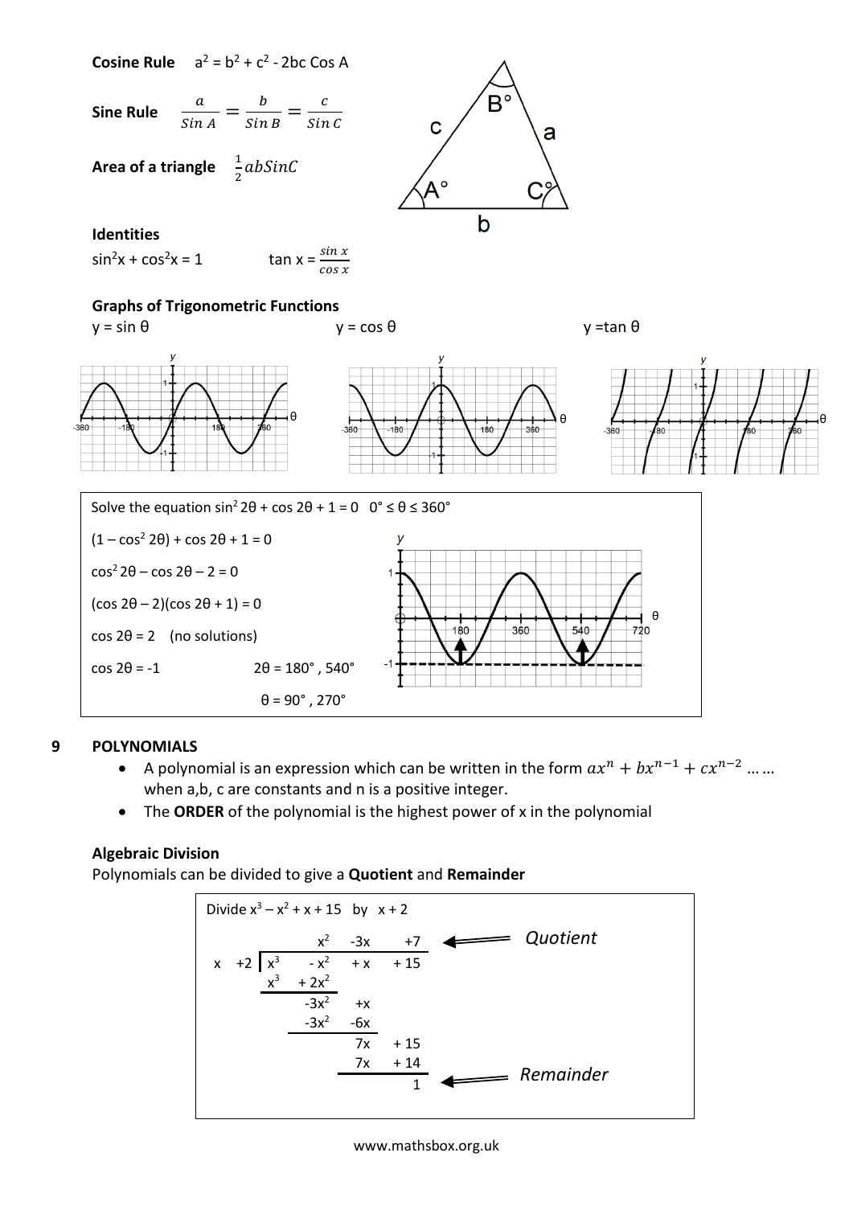**Cosine Rule** $a^2 = b^2 + c^2 - 2bc \cos A$

**Sine Rule** $\frac{a}{\sin A} = \frac{b}{\sin B} = \frac{c}{\sin C}$

**Area of a triangle** $\frac{1}{2}ab\sin C$

**Identities**

$\sin^2 x + \cos^2 x = 1$ $\tan x = \frac{\sin x}{\cos x}$

**Graphs of Trigonometric Functions**

$y = \sin \theta$ $y = \cos \theta$ $y = \tan \theta$

Solve the equation $\sin^2 2\theta + \cos 2\theta + 1 = 0 \quad 0° \le \theta \le 360°$

$(1 - \cos^2 2\theta) + \cos 2\theta + 1 = 0$

$\cos^2 2\theta - \cos 2\theta - 2 = 0$

$(\cos 2\theta - 2)(\cos 2\theta + 1) = 0$

$\cos 2\theta = 2$ (no solutions)

$\cos 2\theta = -1$ $2\theta = 180°, 540°$

$\theta = 90°, 270°$

## 9 POLYNOMIALS

- A polynomial is an expression which can be written in the form $ax^n + bx^{n-1} + cx^{n-2} \ldots\ldots$ when a,b, c are constants and n is a positive integer.
- The **ORDER** of the polynomial is the highest power of x in the polynomial

### Algebraic Division

Polynomials can be divided to give a **Quotient** and **Remainder**

Divide $x^3 - x^2 + x + 15$ by $x + 2$

$$
\begin{array}{r|rrrr}
 & x^2 & -3x & +7 & \leftarrow \textit{Quotient} \\
x + 2 & x^3 & -x^2 & +x & +15 \\
 & x^3 & +2x^2 & & \\
\hline
 & & -3x^2 & +x & \\
 & & -3x^2 & -6x & \\
\hline
 & & & 7x & +15 \\
 & & & 7x & +14 \\
\hline
 & & & & 1 \quad \leftarrow \textit{Remainder}
\end{array}
$$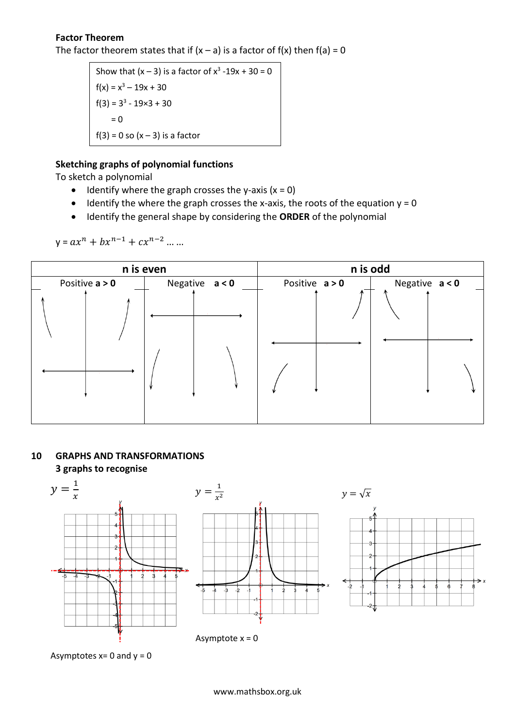**Factor Theorem**

The factor theorem states that if $(x – a)$ is a factor of $f(x)$ then $f(a) = 0$

> Show that $(x – 3)$ is a factor of $x^3 - 19x + 30 = 0$
>
> $f(x) = x^3 – 19x + 30$
>
> $f(3) = 3^3 - 19 \times 3 + 30$
>
> $= 0$
>
> $f(3) = 0$ so $(x – 3)$ is a factor

**Sketching graphs of polynomial functions**

To sketch a polynomial

- Identify where the graph crosses the y-axis ($x = 0$)
- Identify the where the graph crosses the x-axis, the roots of the equation $y = 0$
- Identify the general shape by considering the **ORDER** of the polynomial

$y = ax^n + bx^{n-1} + cx^{n-2} \dots \dots$

| n is even | | n is odd | |
|---|---|---|---|
| Positive **a > 0** | Negative **a < 0** | Positive **a > 0** | Negative **a < 0** |

## 10 GRAPHS AND TRANSFORMATIONS

**3 graphs to recognise**

$y = \frac{1}{x}$

Asymptotes $x = 0$ and $y = 0$

$y = \frac{1}{x^2}$

Asymptote $x = 0$

$y = \sqrt{x}$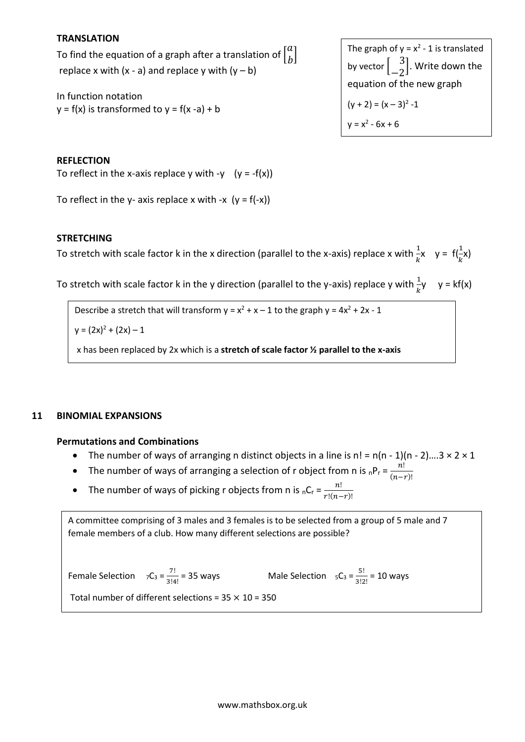**TRANSLATION**

To find the equation of a graph after a translation of $\begin{bmatrix} a \\ b \end{bmatrix}$ replace x with (x - a) and replace y with (y – b)

In function notation
y = f(x) is transformed to y = f(x -a) + b

> The graph of $y = x^2 - 1$ is translated by vector $\begin{bmatrix} 3 \\ -2 \end{bmatrix}$. Write down the equation of the new graph
>
> $(y + 2) = (x – 3)^2 -1$
>
> $y = x^2 - 6x + 6$

**REFLECTION**

To reflect in the x-axis replace y with -y   (y = -f(x))

To reflect in the y- axis replace x with -x  (y = f(-x))

**STRETCHING**

To stretch with scale factor k in the x direction (parallel to the x-axis) replace x with $\frac{1}{k}x$   $y = f(\frac{1}{k}x)$

To stretch with scale factor k in the y direction (parallel to the y-axis) replace y with $\frac{1}{k}y$   $y = kf(x)$

> Describe a stretch that will transform $y = x^2 + x – 1$ to the graph $y = 4x^2 + 2x - 1$
>
> $y = (2x)^2 + (2x) – 1$
>
> x has been replaced by 2x which is a **stretch of scale factor ½ parallel to the x-axis**

## 11 BINOMIAL EXPANSIONS

**Permutations and Combinations**

- The number of ways of arranging n distinct objects in a line is $n! = n(n - 1)(n - 2)….3 \times 2 \times 1$
- The number of ways of arranging a selection of r object from n is ${}_nP_r = \frac{n!}{(n-r)!}$
- The number of ways of picking r objects from n is ${}_nC_r = \frac{n!}{r!(n-r)!}$

> A committee comprising of 3 males and 3 females is to be selected from a group of 5 male and 7 female members of a club. How many different selections are possible?
>
> Female Selection   ${}_7C_3 = \frac{7!}{3!4!} = 35$ ways        Male Selection   ${}_5C_3 = \frac{5!}{3!2!} = 10$ ways
>
> Total number of different selections = $35 \times 10 = 350$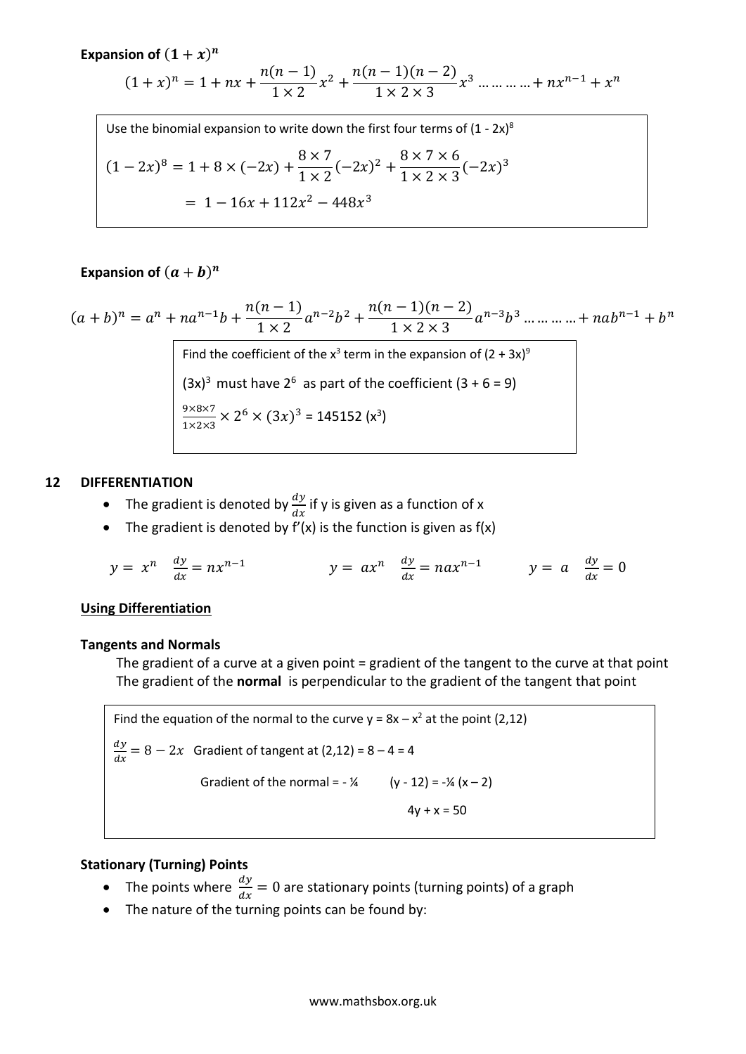**Expansion of $(1+x)^n$**

$$(1+x)^n = 1 + nx + \frac{n(n-1)}{1\times 2}x^2 + \frac{n(n-1)(n-2)}{1\times 2\times 3}x^3 \ldots\ldots\ldots\ldots + nx^{n-1} + x^n$$

Use the binomial expansion to write down the first four terms of $(1 - 2x)^8$

$$(1-2x)^8 = 1 + 8\times(-2x) + \frac{8\times 7}{1\times 2}(-2x)^2 + \frac{8\times 7\times 6}{1\times 2\times 3}(-2x)^3$$

$$= 1 - 16x + 112x^2 - 448x^3$$

**Expansion of $(a+b)^n$**

$$(a+b)^n = a^n + na^{n-1}b + \frac{n(n-1)}{1\times 2}a^{n-2}b^2 + \frac{n(n-1)(n-2)}{1\times 2\times 3}a^{n-3}b^3 \ldots\ldots\ldots\ldots + nab^{n-1} + b^n$$

Find the coefficient of the $x^3$ term in the expansion of $(2 + 3x)^9$

$(3x)^3$ must have $2^6$ as part of the coefficient $(3 + 6 = 9)$

$\frac{9\times8\times7}{1\times2\times3} \times 2^6 \times (3x)^3 = 145152\ (x^3)$

## 12 DIFFERENTIATION

- The gradient is denoted by $\frac{dy}{dx}$ if y is given as a function of x
- The gradient is denoted by $f'(x)$ is the function is given as $f(x)$

$y = x^n \quad \frac{dy}{dx} = nx^{n-1}$ $\qquad$ $y = ax^n \quad \frac{dy}{dx} = nax^{n-1}$ $\qquad$ $y = a \quad \frac{dy}{dx} = 0$

**Using Differentiation**

**Tangents and Normals**

The gradient of a curve at a given point = gradient of the tangent to the curve at that point
The gradient of the **normal** is perpendicular to the gradient of the tangent that point

Find the equation of the normal to the curve $y = 8x - x^2$ at the point (2,12)

$\frac{dy}{dx} = 8 - 2x$ Gradient of tangent at (2,12) = 8 – 4 = 4

Gradient of the normal = $-\frac{1}{4}$ $\qquad$ $(y - 12) = -\frac{1}{4}(x - 2)$

$4y + x = 50$

**Stationary (Turning) Points**

- The points where $\frac{dy}{dx} = 0$ are stationary points (turning points) of a graph
- The nature of the turning points can be found by: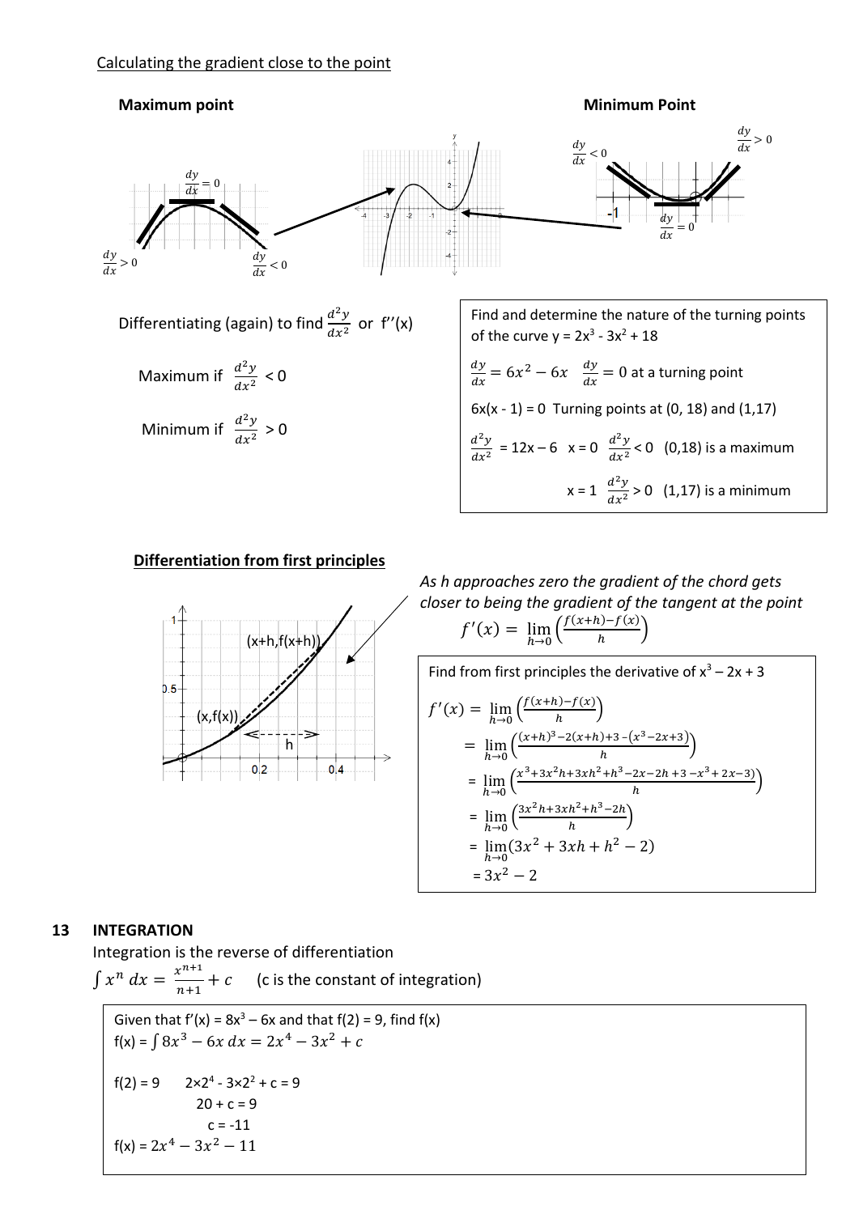Calculating the gradient close to the point

**Maximum point** | **Minimum Point**

$\frac{dy}{dx} = 0$ &nbsp;&nbsp; $\frac{dy}{dx} > 0$ &nbsp;&nbsp; $\frac{dy}{dx} < 0$

$\frac{dy}{dx} < 0$ &nbsp;&nbsp; $\frac{dy}{dx} > 0$ &nbsp;&nbsp; $\frac{dy}{dx} = 0$

Differentiating (again) to find $\frac{d^2y}{dx^2}$ or f''(x)

Maximum if $\frac{d^2y}{dx^2} < 0$

Minimum if $\frac{d^2y}{dx^2} > 0$

> Find and determine the nature of the turning points of the curve $y = 2x^3 - 3x^2 + 18$
>
> $\frac{dy}{dx} = 6x^2 - 6x$ &nbsp; $\frac{dy}{dx} = 0$ at a turning point
>
> $6x(x - 1) = 0$ Turning points at (0, 18) and (1,17)
>
> $\frac{d^2y}{dx^2} = 12x - 6$ &nbsp; x = 0 &nbsp; $\frac{d^2y}{dx^2} < 0$ &nbsp; (0,18) is a maximum
>
> x = 1 &nbsp; $\frac{d^2y}{dx^2} > 0$ &nbsp; (1,17) is a minimum

**Differentiation from first principles**

(x+h,f(x+h)) &nbsp; (x,f(x)) &nbsp; h

*As h approaches zero the gradient of the chord gets closer to being the gradient of the tangent at the point*

$$f'(x) = \lim_{h \to 0}\left(\frac{f(x+h) - f(x)}{h}\right)$$

> Find from first principles the derivative of $x^3 - 2x + 3$
>
> $$f'(x) = \lim_{h \to 0}\left(\frac{f(x+h) - f(x)}{h}\right)$$
> $$= \lim_{h \to 0}\left(\frac{(x+h)^3 - 2(x+h) + 3 - (x^3 - 2x + 3)}{h}\right)$$
> $$= \lim_{h \to 0}\left(\frac{x^3 + 3x^2h + 3xh^2 + h^3 - 2x - 2h + 3 - x^3 + 2x - 3}{h}\right)$$
> $$= \lim_{h \to 0}\left(\frac{3x^2h + 3xh^2 + h^3 - 2h}{h}\right)$$
> $$= \lim_{h \to 0}(3x^2 + 3xh + h^2 - 2)$$
> $$= 3x^2 - 2$$

## 13 INTEGRATION

Integration is the reverse of differentiation

$\int x^n \, dx = \frac{x^{n+1}}{n+1} + c$ &nbsp;&nbsp; (c is the constant of integration)

> Given that $f'(x) = 8x^3 - 6x$ and that $f(2) = 9$, find f(x)
>
> $f(x) = \int 8x^3 - 6x \, dx = 2x^4 - 3x^2 + c$
>
> f(2) = 9 &nbsp;&nbsp; $2 \times 2^4 - 3 \times 2^2 + c = 9$
>
> $20 + c = 9$
>
> $c = -11$
>
> $f(x) = 2x^4 - 3x^2 - 11$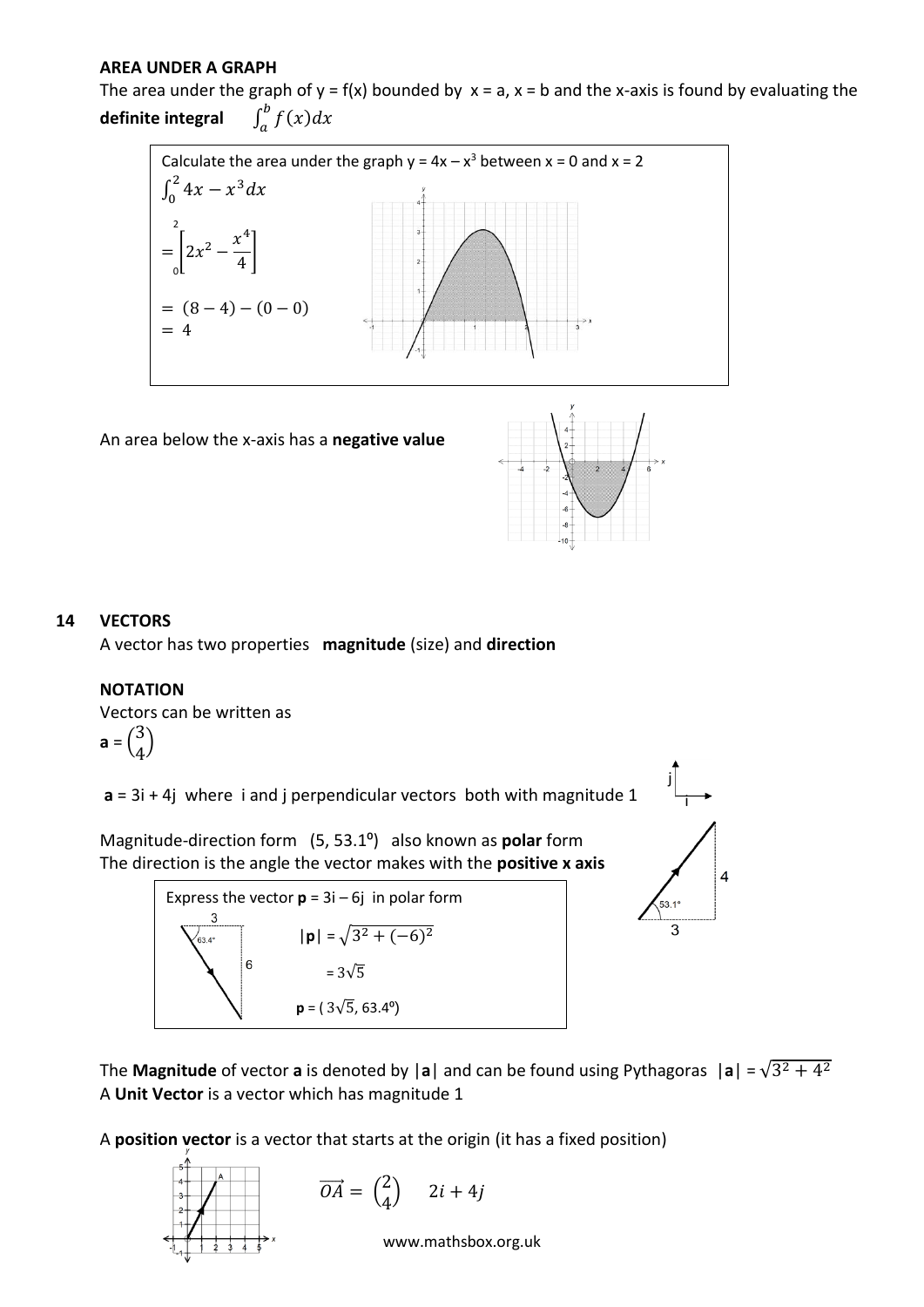**AREA UNDER A GRAPH**

The area under the graph of y = f(x) bounded by x = a, x = b and the x-axis is found by evaluating the **definite integral** $\int_a^b f(x)dx$

> Calculate the area under the graph y = 4x – x³ between x = 0 and x = 2
>
> $\int_0^2 4x - x^3 dx$
>
> $= \left[2x^2 - \frac{x^4}{4}\right]_0^2$
>
> $= (8 - 4) - (0 - 0)$
>
> $= 4$

An area below the x-axis has a **negative value**

## 14 VECTORS

A vector has two properties **magnitude** (size) and **direction**

### NOTATION

Vectors can be written as

**a** = $\begin{pmatrix} 3 \\ 4 \end{pmatrix}$

**a** = 3i + 4j where i and j perpendicular vectors both with magnitude 1

Magnitude-direction form (5, 53.1°) also known as **polar** form

The direction is the angle the vector makes with the **positive x axis**

> Express the vector **p** = 3i – 6j in polar form
>
> |**p**| = $\sqrt{3^2 + (-6)^2}$
>
> = $3\sqrt{5}$
>
> **p** = ( $3\sqrt{5}$, 63.4°)

The **Magnitude** of vector **a** is denoted by |**a**| and can be found using Pythagoras |**a**| = $\sqrt{3^2 + 4^2}$

A **Unit Vector** is a vector which has magnitude 1

A **position vector** is a vector that starts at the origin (it has a fixed position)

$\overrightarrow{OA} = \begin{pmatrix} 2 \\ 4 \end{pmatrix} \quad 2i + 4j$

www.mathsbox.org.uk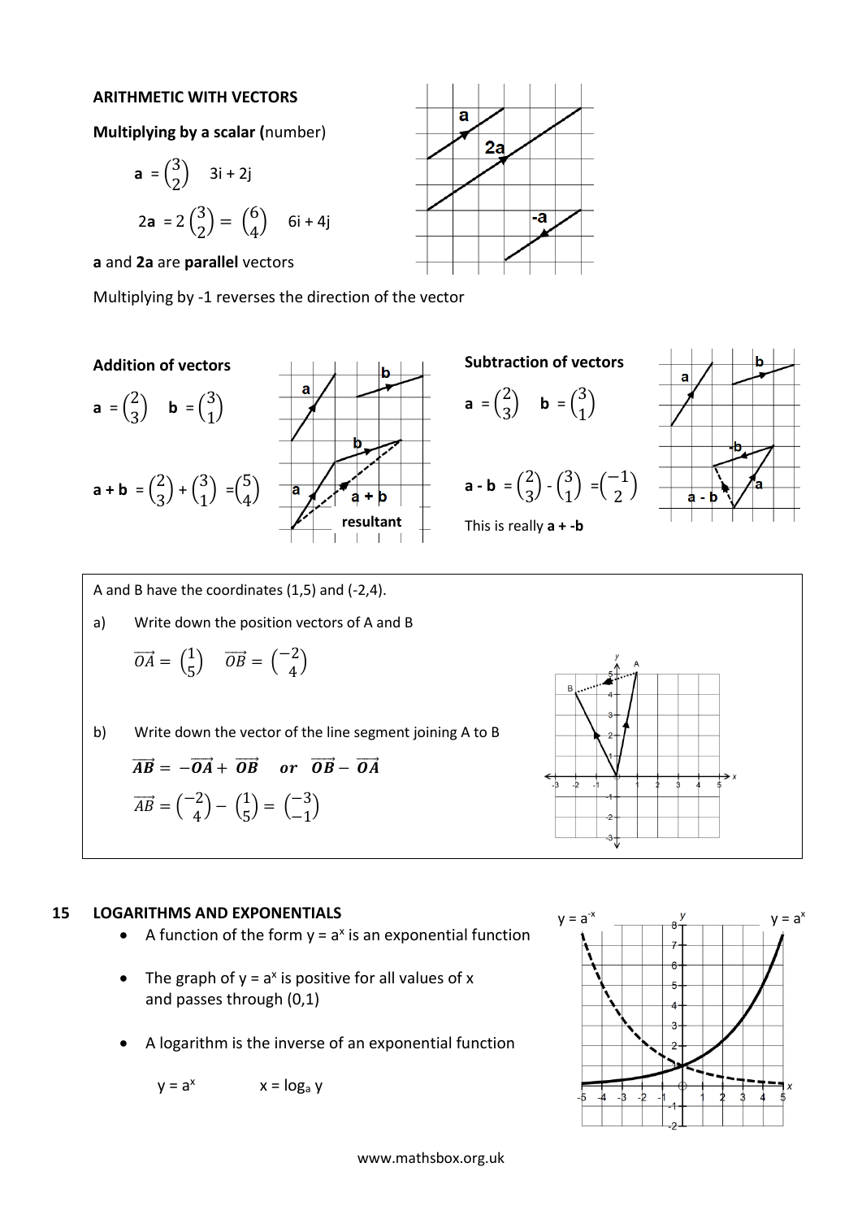**ARITHMETIC WITH VECTORS**

**Multiplying by a scalar (**number)

**a** = $\begin{pmatrix}3\\2\end{pmatrix}$ 3i + 2j

2**a** = $2\begin{pmatrix}3\\2\end{pmatrix} = \begin{pmatrix}6\\4\end{pmatrix}$ 6i + 4j

**a** and **2a** are **parallel** vectors

Multiplying by -1 reverses the direction of the vector

**Addition of vectors**

**a** = $\begin{pmatrix}2\\3\end{pmatrix}$ **b** = $\begin{pmatrix}3\\1\end{pmatrix}$

**a + b** = $\begin{pmatrix}2\\3\end{pmatrix} + \begin{pmatrix}3\\1\end{pmatrix} = \begin{pmatrix}5\\4\end{pmatrix}$

**Subtraction of vectors**

**a** = $\begin{pmatrix}2\\3\end{pmatrix}$ **b** = $\begin{pmatrix}3\\1\end{pmatrix}$

**a - b** = $\begin{pmatrix}2\\3\end{pmatrix} - \begin{pmatrix}3\\1\end{pmatrix} = \begin{pmatrix}-1\\2\end{pmatrix}$

This is really **a + -b**

A and B have the coordinates (1,5) and (-2,4).

a) Write down the position vectors of A and B

$\overrightarrow{OA} = \begin{pmatrix}1\\5\end{pmatrix}$ $\overrightarrow{OB} = \begin{pmatrix}-2\\4\end{pmatrix}$

b) Write down the vector of the line segment joining A to B

$\overrightarrow{AB} = -\overrightarrow{OA} + \overrightarrow{OB}$ or $\overrightarrow{OB} - \overrightarrow{OA}$

$\overrightarrow{AB} = \begin{pmatrix}-2\\4\end{pmatrix} - \begin{pmatrix}1\\5\end{pmatrix} = \begin{pmatrix}-3\\-1\end{pmatrix}$

## 15 LOGARITHMS AND EXPONENTIALS

- A function of the form $y = a^x$ is an exponential function
- The graph of $y = a^x$ is positive for all values of x and passes through (0,1)
- A logarithm is the inverse of an exponential function

$y = a^x$ $x = \log_a y$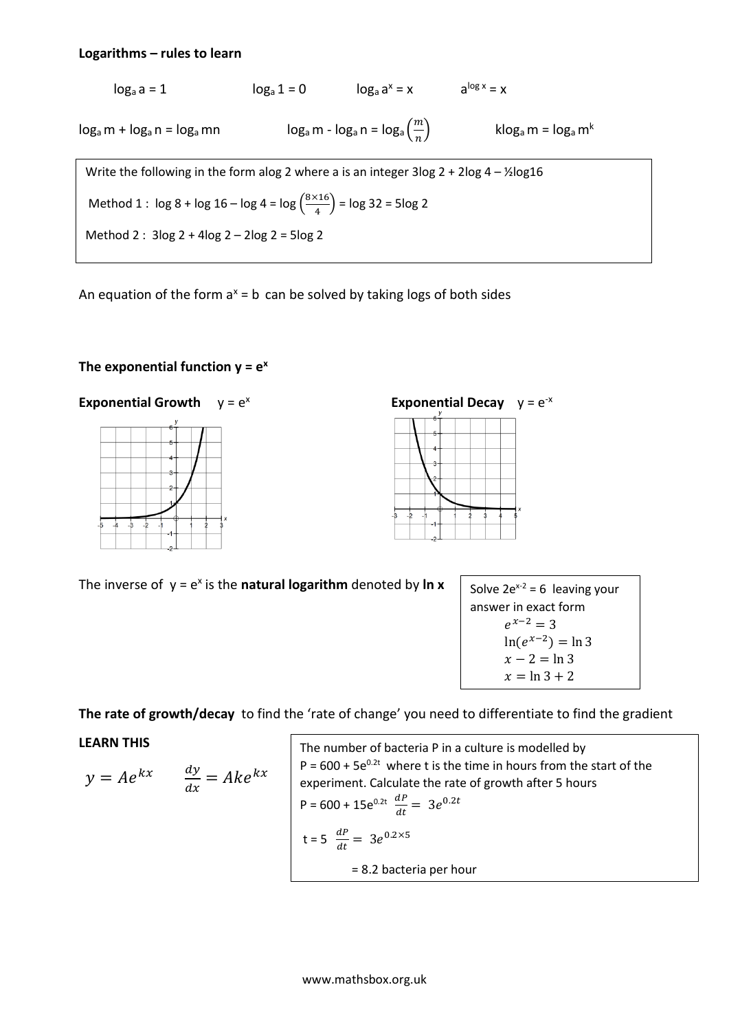**Logarithms – rules to learn**

$\log_a a = 1$ $\log_a 1 = 0$ $\log_a a^x = x$ $a^{\log x} = x$

$\log_a m + \log_a n = \log_a mn$ $\log_a m - \log_a n = \log_a\left(\frac{m}{n}\right)$ $k\log_a m = \log_a m^k$

Write the following in the form alog 2 where a is an integer 3log 2 + 2log 4 – ½log16

Method 1 : $\log 8 + \log 16 - \log 4 = \log\left(\frac{8\times16}{4}\right) = \log 32 = 5\log 2$

Method 2 : $3\log 2 + 4\log 2 - 2\log 2 = 5\log 2$

An equation of the form $a^x = b$ can be solved by taking logs of both sides

**The exponential function $y = e^x$**

**Exponential Growth** $y = e^x$

**Exponential Decay** $y = e^{-x}$

The inverse of $y = e^x$ is the **natural logarithm** denoted by **ln x**

Solve $2e^{x-2} = 6$ leaving your answer in exact form

$$e^{x-2} = 3$$
$$\ln(e^{x-2}) = \ln 3$$
$$x - 2 = \ln 3$$
$$x = \ln 3 + 2$$

**The rate of growth/decay** to find the 'rate of change' you need to differentiate to find the gradient

**LEARN THIS**

$$y = Ae^{kx} \qquad \frac{dy}{dx} = Ake^{kx}$$

The number of bacteria P in a culture is modelled by $P = 600 + 5e^{0.2t}$ where t is the time in hours from the start of the experiment. Calculate the rate of growth after 5 hours

$P = 600 + 15e^{0.2t}$ $\frac{dP}{dt} = 3e^{0.2t}$

t = 5 $\frac{dP}{dt} = 3e^{0.2\times5}$

= 8.2 bacteria per hour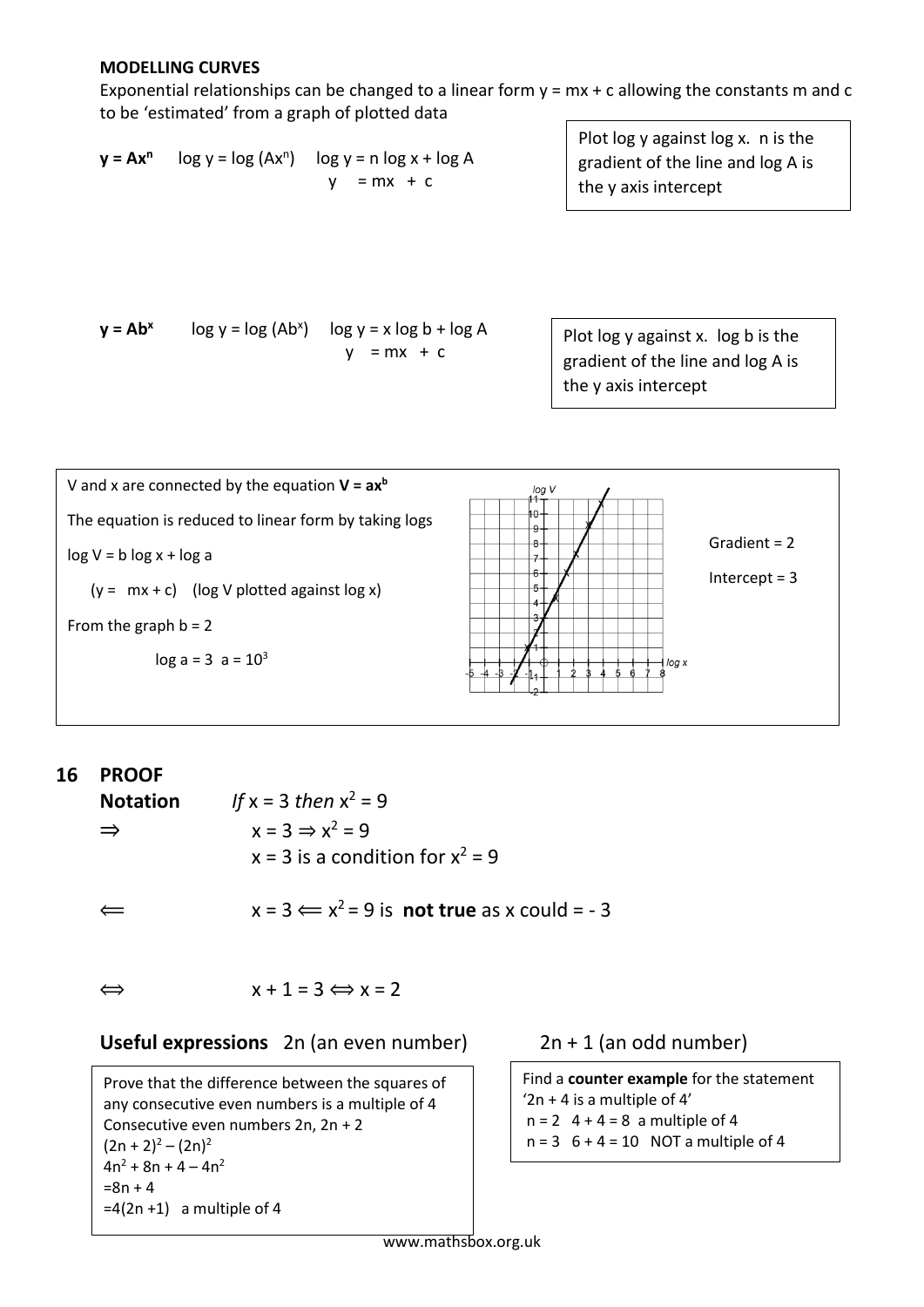**MODELLING CURVES**

Exponential relationships can be changed to a linear form $y = mx + c$ allowing the constants m and c to be 'estimated' from a graph of plotted data

$\mathbf{y = Ax^n}$ $\quad \log y = \log (Ax^n) \quad \log y = n \log x + \log A$

$\qquad\qquad\qquad\qquad\qquad\qquad\quad y \quad = mx \;\; + \;\; c$

Plot log y against log x. n is the gradient of the line and log A is the y axis intercept

$\mathbf{y = Ab^x}$ $\quad \log y = \log (Ab^x) \quad \log y = x \log b + \log A$

$\qquad\qquad\qquad\qquad\qquad\qquad\quad y \quad = mx \;\; + \;\; c$

Plot log y against x. log b is the gradient of the line and log A is the y axis intercept

V and x are connected by the equation $\mathbf{V = ax^b}$

The equation is reduced to linear form by taking logs

$\log V = b \log x + \log a$

($y = mx + c$) (log V plotted against log x)

From the graph b = 2

$\log a = 3 \quad a = 10^3$

log V

log x

-5 -4 -3 -2 -1 1 2 3 4 5 6 7 8

-2 -1 1 2 3 4 5 6 7 8 9 10 11

Gradient = 2

Intercept = 3

## 16 PROOF

**Notation** *If* $x = 3$ *then* $x^2 = 9$

$\Rightarrow \qquad x = 3 \Rightarrow x^2 = 9$

$\qquad\quad x = 3$ is a condition for $x^2 = 9$

$\Leftarrow \qquad x = 3 \Leftarrow x^2 = 9$ is **not true** as x could = - 3

$\Leftrightarrow \qquad x + 1 = 3 \Leftrightarrow x = 2$

**Useful expressions** 2n (an even number) 2n + 1 (an odd number)

Prove that the difference between the squares of any consecutive even numbers is a multiple of 4

Consecutive even numbers 2n, 2n + 2

$(2n + 2)^2 - (2n)^2$

$4n^2 + 8n + 4 - 4n^2$

$= 8n + 4$

$= 4(2n + 1)$ a multiple of 4

Find a **counter example** for the statement '2n + 4 is a multiple of 4'

n = 2 4 + 4 = 8 a multiple of 4

n = 3 6 + 4 = 10 NOT a multiple of 4